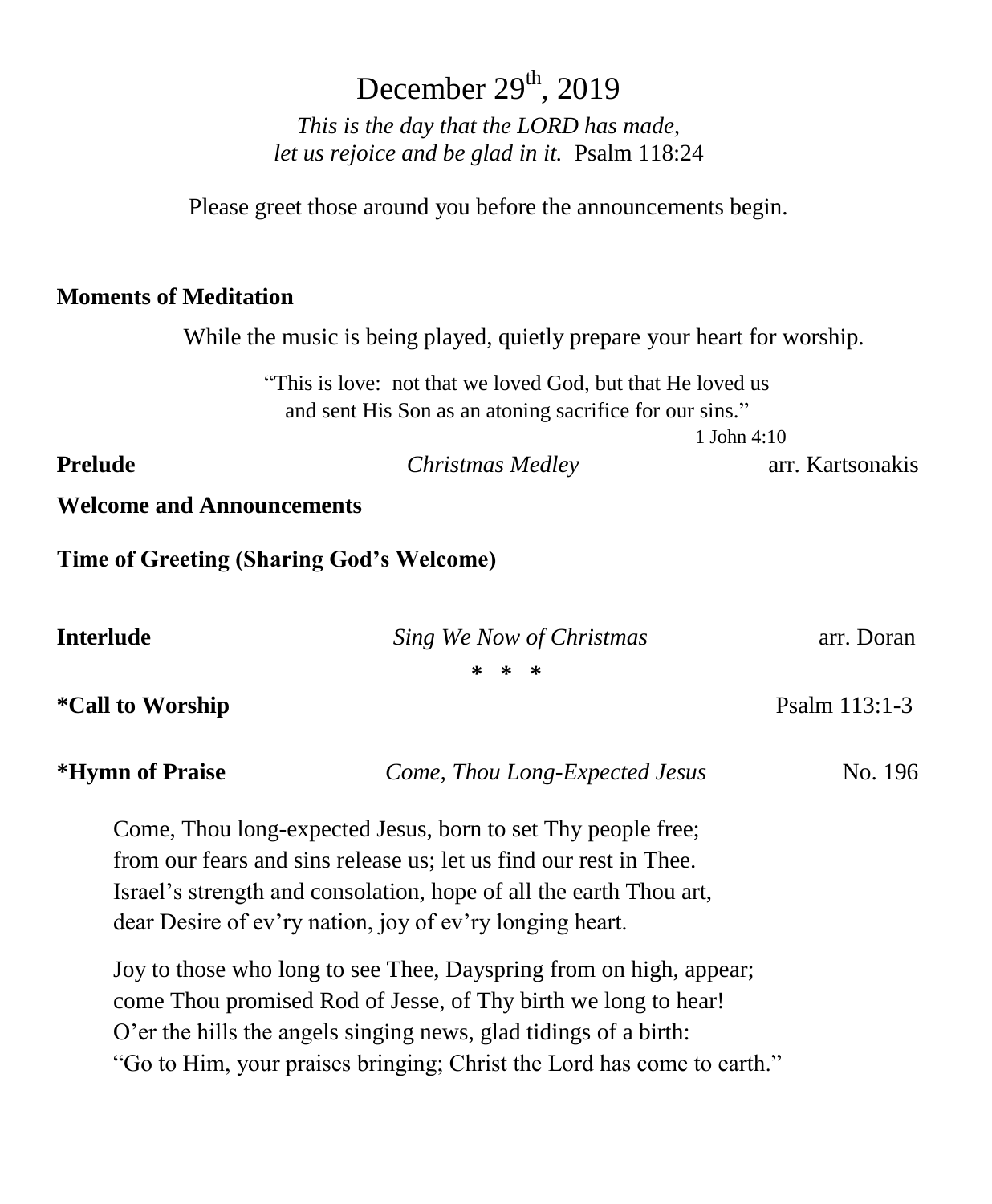# December 29th, 2019

*This is the day that the LORD has made,*
*let us rejoice and be glad in it.* Psalm 118:24

Please greet those around you before the announcements begin.

**Moments of Meditation**

While the music is being played, quietly prepare your heart for worship.

"This is love: not that we loved God, but that He loved us
and sent His Son as an atoning sacrifice for our sins."
1 John 4:10

**Prelude** *Christmas Medley* arr. Kartsonakis

**Welcome and Announcements**

**Time of Greeting (Sharing God's Welcome)**

**Interlude** *Sing We Now of Christmas* arr. Doran

\* \* \*

**\*Call to Worship** Psalm 113:1-3

**\*Hymn of Praise** *Come, Thou Long-Expected Jesus* No. 196

Come, Thou long-expected Jesus, born to set Thy people free;
from our fears and sins release us; let us find our rest in Thee.
Israel's strength and consolation, hope of all the earth Thou art,
dear Desire of ev'ry nation, joy of ev'ry longing heart.

Joy to those who long to see Thee, Dayspring from on high, appear;
come Thou promised Rod of Jesse, of Thy birth we long to hear!
O'er the hills the angels singing news, glad tidings of a birth:
"Go to Him, your praises bringing; Christ the Lord has come to earth."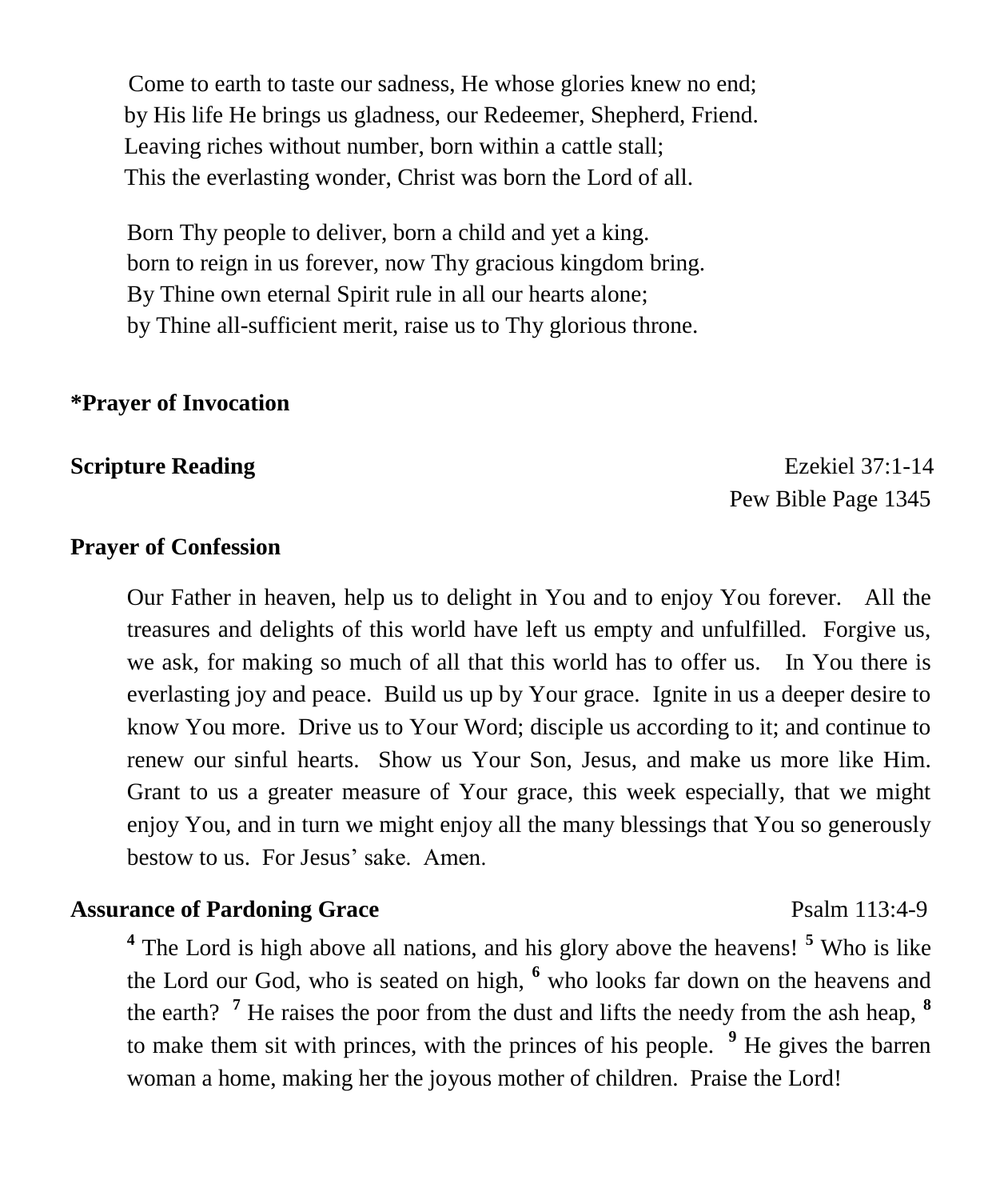Come to earth to taste our sadness, He whose glories knew no end;
by His life He brings us gladness, our Redeemer, Shepherd, Friend.
Leaving riches without number, born within a cattle stall;
This the everlasting wonder, Christ was born the Lord of all.

Born Thy people to deliver, born a child and yet a king.
born to reign in us forever, now Thy gracious kingdom bring.
By Thine own eternal Spirit rule in all our hearts alone;
by Thine all-sufficient merit, raise us to Thy glorious throne.

**\*Prayer of Invocation**

**Scripture Reading** Ezekiel 37:1-14
Pew Bible Page 1345

**Prayer of Confession**

Our Father in heaven, help us to delight in You and to enjoy You forever. All the treasures and delights of this world have left us empty and unfulfilled. Forgive us, we ask, for making so much of all that this world has to offer us. In You there is everlasting joy and peace. Build us up by Your grace. Ignite in us a deeper desire to know You more. Drive us to Your Word; disciple us according to it; and continue to renew our sinful hearts. Show us Your Son, Jesus, and make us more like Him. Grant to us a greater measure of Your grace, this week especially, that we might enjoy You, and in turn we might enjoy all the many blessings that You so generously bestow to us. For Jesus' sake. Amen.

**Assurance of Pardoning Grace** Psalm 113:4-9

[4] The Lord is high above all nations, and his glory above the heavens! [5] Who is like the Lord our God, who is seated on high, [6] who looks far down on the heavens and the earth? [7] He raises the poor from the dust and lifts the needy from the ash heap, [8] to make them sit with princes, with the princes of his people. [9] He gives the barren woman a home, making her the joyous mother of children. Praise the Lord!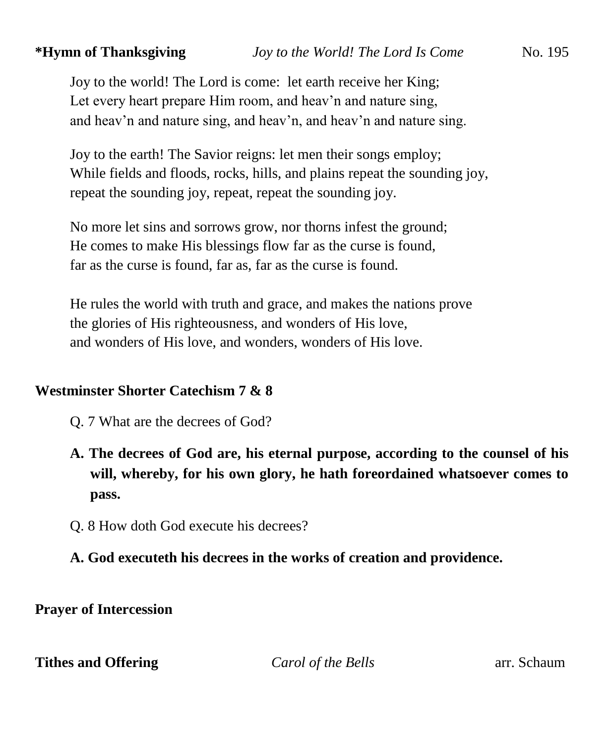**\*Hymn of Thanksgiving** *Joy to the World! The Lord Is Come* No. 195

Joy to the world! The Lord is come: let earth receive her King;
Let every heart prepare Him room, and heav'n and nature sing,
and heav'n and nature sing, and heav'n, and heav'n and nature sing.

Joy to the earth! The Savior reigns: let men their songs employ;
While fields and floods, rocks, hills, and plains repeat the sounding joy,
repeat the sounding joy, repeat, repeat the sounding joy.

No more let sins and sorrows grow, nor thorns infest the ground;
He comes to make His blessings flow far as the curse is found,
far as the curse is found, far as, far as the curse is found.

He rules the world with truth and grace, and makes the nations prove
the glories of His righteousness, and wonders of His love,
and wonders of His love, and wonders, wonders of His love.

**Westminster Shorter Catechism 7 & 8**

Q. 7 What are the decrees of God?

**A. The decrees of God are, his eternal purpose, according to the counsel of his will, whereby, for his own glory, he hath foreordained whatsoever comes to pass.**

Q. 8 How doth God execute his decrees?

**A. God executeth his decrees in the works of creation and providence.**

**Prayer of Intercession**

**Tithes and Offering** *Carol of the Bells* arr. Schaum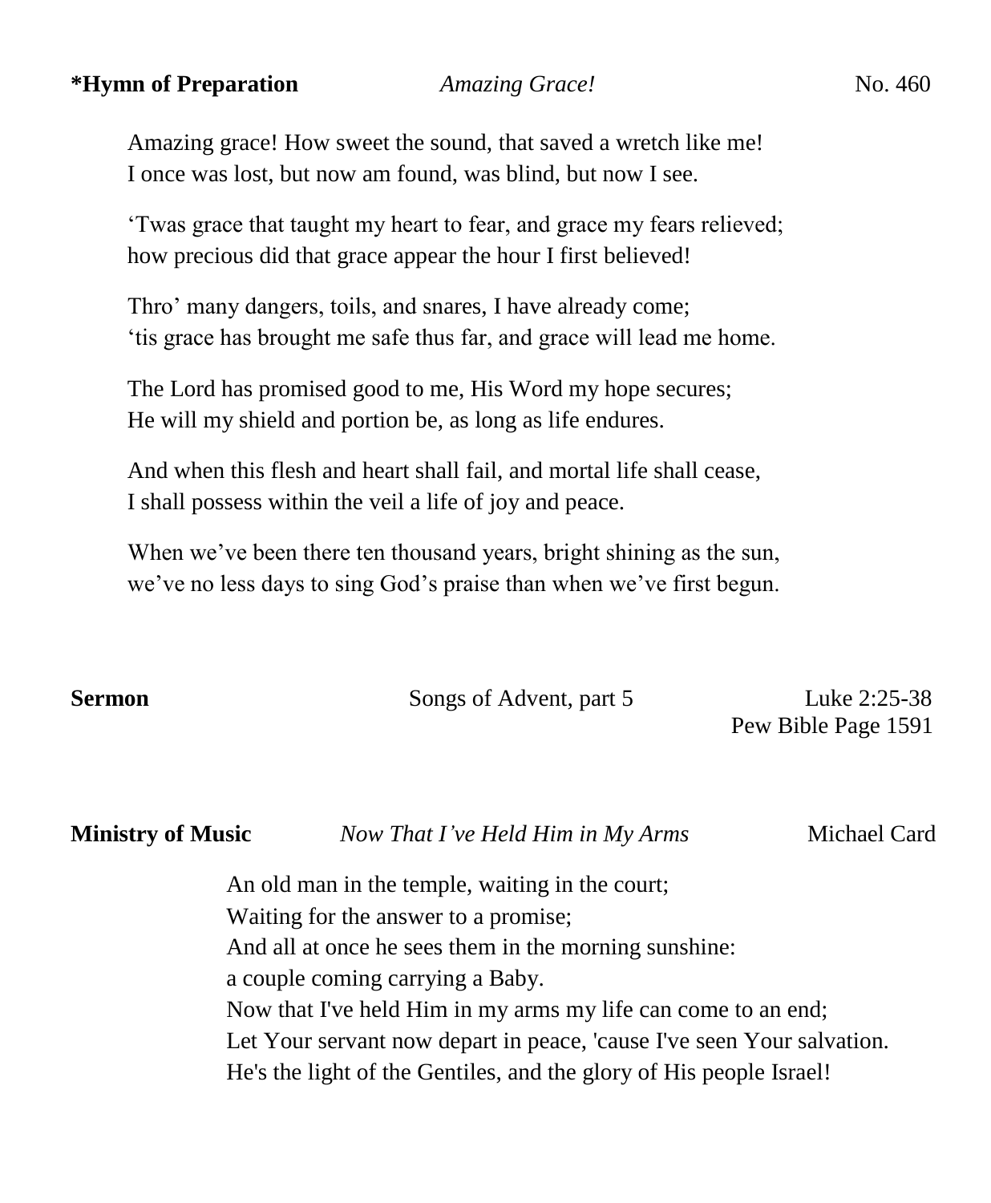**\*Hymn of Preparation** *Amazing Grace!* No. 460

Amazing grace! How sweet the sound, that saved a wretch like me!
I once was lost, but now am found, was blind, but now I see.

'Twas grace that taught my heart to fear, and grace my fears relieved;
how precious did that grace appear the hour I first believed!

Thro' many dangers, toils, and snares, I have already come;
'tis grace has brought me safe thus far, and grace will lead me home.

The Lord has promised good to me, His Word my hope secures;
He will my shield and portion be, as long as life endures.

And when this flesh and heart shall fail, and mortal life shall cease,
I shall possess within the veil a life of joy and peace.

When we've been there ten thousand years, bright shining as the sun,
we've no less days to sing God's praise than when we've first begun.

**Sermon** Songs of Advent, part 5 Luke 2:25-38
Pew Bible Page 1591

**Ministry of Music** *Now That I've Held Him in My Arms* Michael Card

An old man in the temple, waiting in the court;
Waiting for the answer to a promise;
And all at once he sees them in the morning sunshine:
a couple coming carrying a Baby.
Now that I've held Him in my arms my life can come to an end;
Let Your servant now depart in peace, 'cause I've seen Your salvation.
He's the light of the Gentiles, and the glory of His people Israel!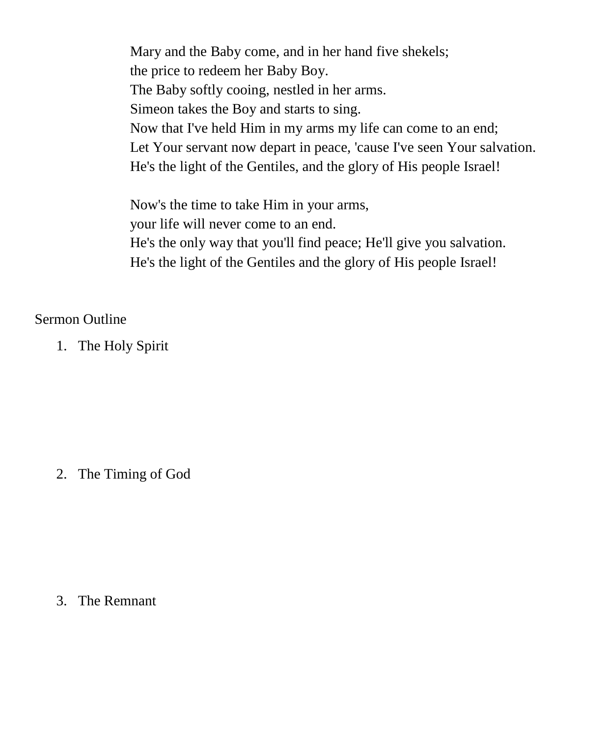Mary and the Baby come, and in her hand five shekels;
the price to redeem her Baby Boy.
The Baby softly cooing, nestled in her arms.
Simeon takes the Boy and starts to sing.
Now that I've held Him in my arms my life can come to an end;
Let Your servant now depart in peace, 'cause I've seen Your salvation.
He's the light of the Gentiles, and the glory of His people Israel!

Now's the time to take Him in your arms,
your life will never come to an end.
He's the only way that you'll find peace; He'll give you salvation.
He's the light of the Gentiles and the glory of His people Israel!

Sermon Outline

1. The Holy Spirit

2. The Timing of God

3. The Remnant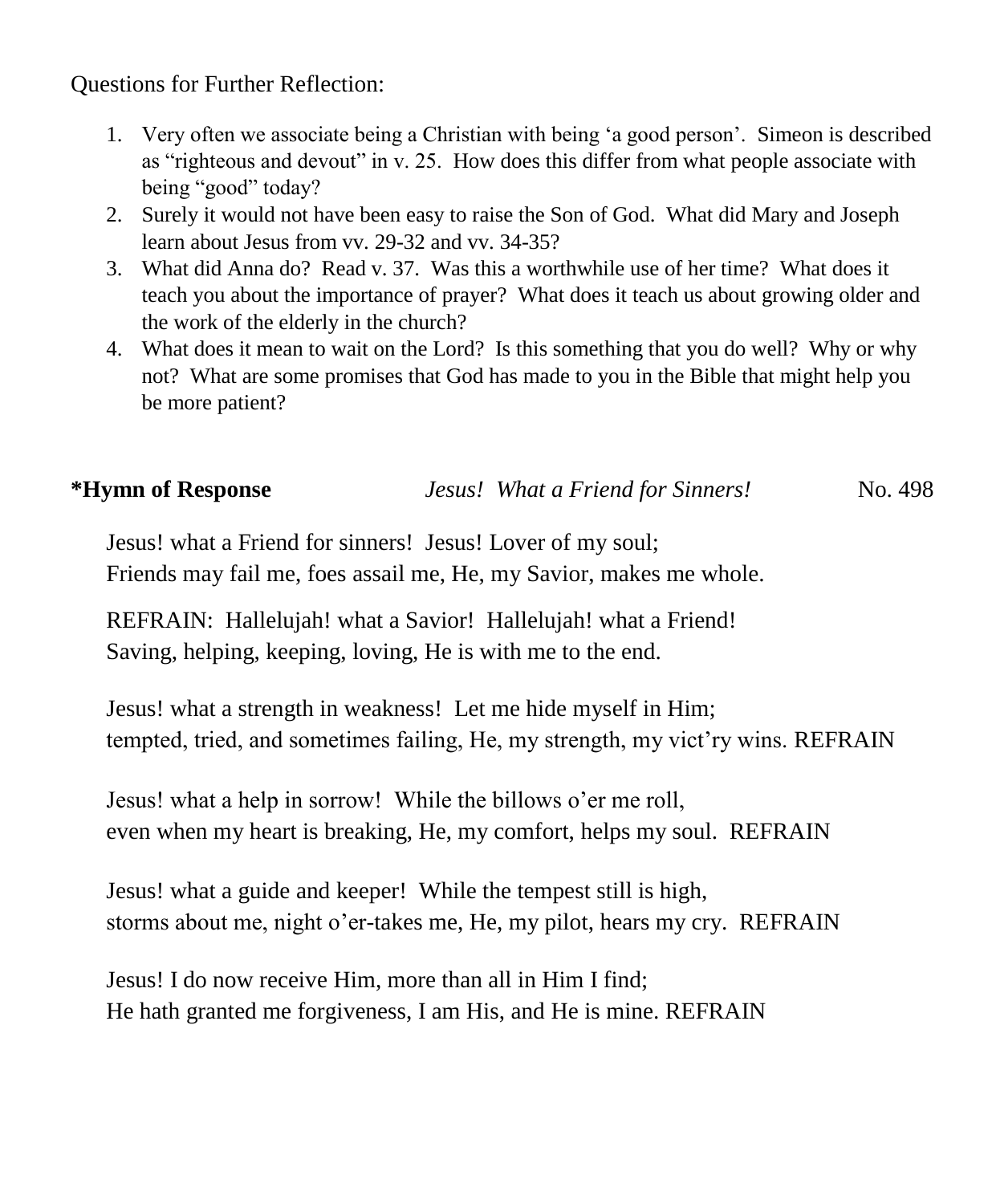Questions for Further Reflection:

1. Very often we associate being a Christian with being 'a good person'. Simeon is described as "righteous and devout" in v. 25. How does this differ from what people associate with being "good" today?
2. Surely it would not have been easy to raise the Son of God. What did Mary and Joseph learn about Jesus from vv. 29-32 and vv. 34-35?
3. What did Anna do? Read v. 37. Was this a worthwhile use of her time? What does it teach you about the importance of prayer? What does it teach us about growing older and the work of the elderly in the church?
4. What does it mean to wait on the Lord? Is this something that you do well? Why or why not? What are some promises that God has made to you in the Bible that might help you be more patient?

**\*Hymn of Response** *Jesus! What a Friend for Sinners!* No. 498

Jesus! what a Friend for sinners! Jesus! Lover of my soul;
Friends may fail me, foes assail me, He, my Savior, makes me whole.

REFRAIN: Hallelujah! what a Savior! Hallelujah! what a Friend!
Saving, helping, keeping, loving, He is with me to the end.

Jesus! what a strength in weakness! Let me hide myself in Him;
tempted, tried, and sometimes failing, He, my strength, my vict'ry wins. REFRAIN

Jesus! what a help in sorrow! While the billows o'er me roll,
even when my heart is breaking, He, my comfort, helps my soul. REFRAIN

Jesus! what a guide and keeper! While the tempest still is high,
storms about me, night o'er-takes me, He, my pilot, hears my cry. REFRAIN

Jesus! I do now receive Him, more than all in Him I find;
He hath granted me forgiveness, I am His, and He is mine. REFRAIN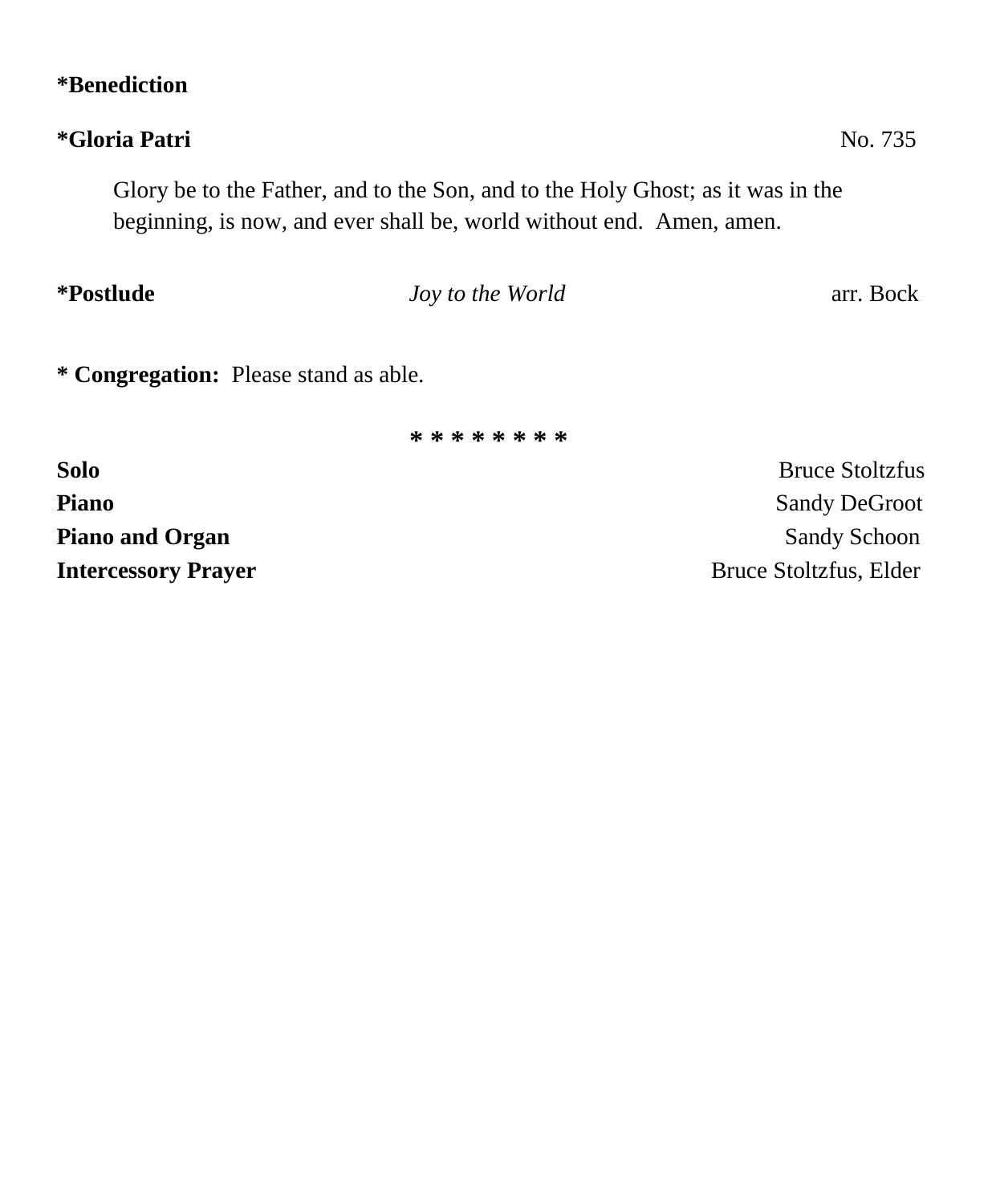**\*Benediction**

**\*Gloria Patri** No. 735

Glory be to the Father, and to the Son, and to the Holy Ghost; as it was in the beginning, is now, and ever shall be, world without end. Amen, amen.

**\*Postlude** *Joy to the World* arr. Bock

**\* Congregation:** Please stand as able.

\* \* \* \* \* \* \* \* \*

**Solo** Bruce Stoltzfus
**Piano** Sandy DeGroot
**Piano and Organ** Sandy Schoon
**Intercessory Prayer** Bruce Stoltzfus, Elder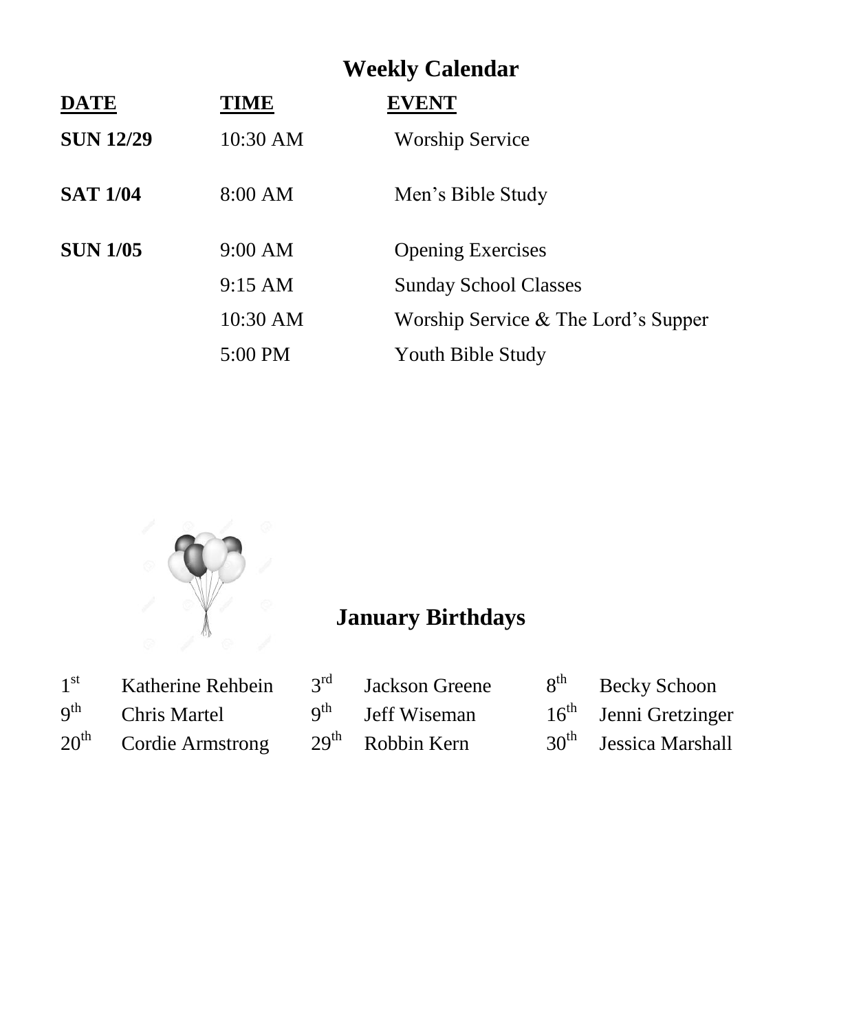## Weekly Calendar

| DATE | TIME | EVENT |
|---|---|---|
| **SUN 12/29** | 10:30 AM | Worship Service |
| **SAT 1/04** | 8:00 AM | Men's Bible Study |
| **SUN 1/05** | 9:00 AM | Opening Exercises |
| | 9:15 AM | Sunday School Classes |
| | 10:30 AM | Worship Service & The Lord's Supper |
| | 5:00 PM | Youth Bible Study |

## January Birthdays

| | | | | | |
|---|---|---|---|---|---|
| 1st | Katherine Rehbein | 3rd | Jackson Greene | 8th | Becky Schoon |
| 9th | Chris Martel | 9th | Jeff Wiseman | 16th | Jenni Gretzinger |
| 20th | Cordie Armstrong | 29th | Robbin Kern | 30th | Jessica Marshall |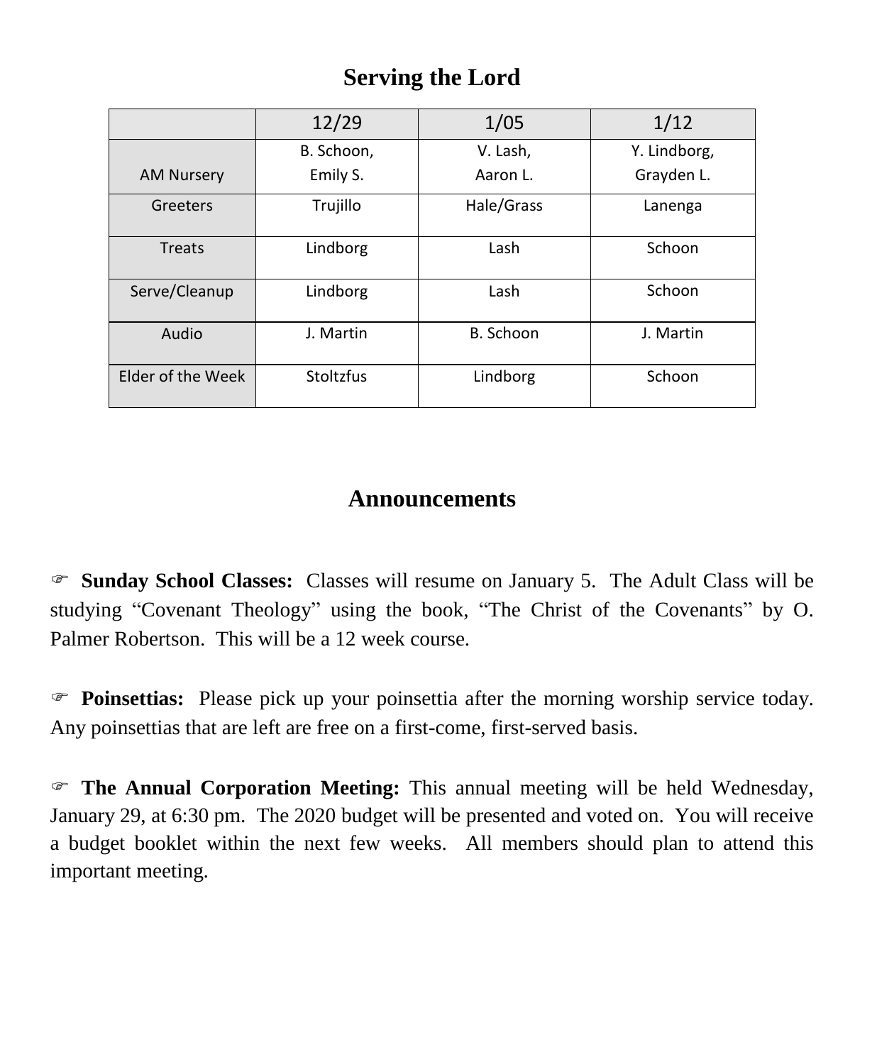## Serving the Lord

| | 12/29 | 1/05 | 1/12 |
|---|---|---|---|
| AM Nursery | B. Schoon, Emily S. | V. Lash, Aaron L. | Y. Lindborg, Grayden L. |
| Greeters | Trujillo | Hale/Grass | Lanenga |
| Treats | Lindborg | Lash | Schoon |
| Serve/Cleanup | Lindborg | Lash | Schoon |
| Audio | J. Martin | B. Schoon | J. Martin |
| Elder of the Week | Stoltzfus | Lindborg | Schoon |

## Announcements

☞ **Sunday School Classes:** Classes will resume on January 5. The Adult Class will be studying "Covenant Theology" using the book, "The Christ of the Covenants" by O. Palmer Robertson. This will be a 12 week course.

☞ **Poinsettias:** Please pick up your poinsettia after the morning worship service today. Any poinsettias that are left are free on a first-come, first-served basis.

☞ **The Annual Corporation Meeting:** This annual meeting will be held Wednesday, January 29, at 6:30 pm. The 2020 budget will be presented and voted on. You will receive a budget booklet within the next few weeks. All members should plan to attend this important meeting.